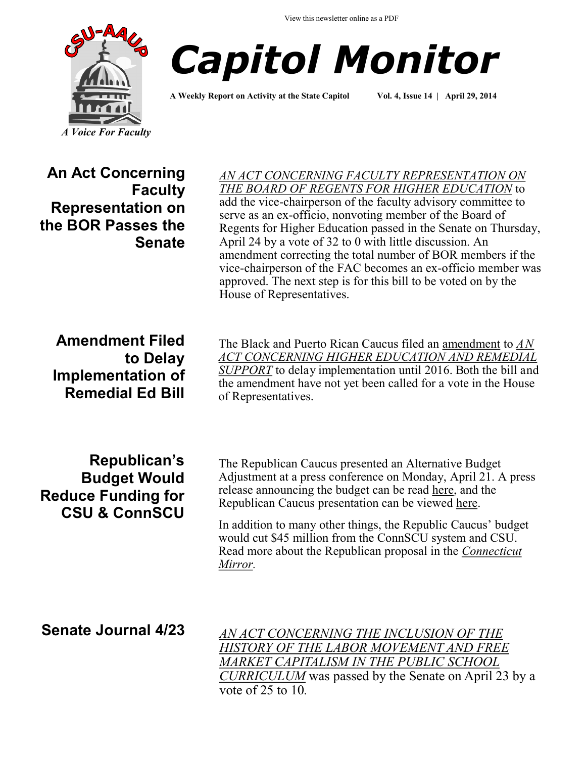View this newsletter online as a PDF

CSU-AAUP

*A Voice For Faculty*

# Capitol Monitor

**A Weekly Report on Activity at the State Capitol** **Vol. 4, Issue 14 | April 29, 2014**

## An Act Concerning Faculty Representation on the BOR Passes the Senate

*AN ACT CONCERNING FACULTY REPRESENTATION ON THE BOARD OF REGENTS FOR HIGHER EDUCATION* to add the vice-chairperson of the faculty advisory committee to serve as an ex-officio, nonvoting member of the Board of Regents for Higher Education passed in the Senate on Thursday, April 24 by a vote of 32 to 0 with little discussion. An amendment correcting the total number of BOR members if the vice-chairperson of the FAC becomes an ex-officio member was approved. The next step is for this bill to be voted on by the House of Representatives.

## Amendment Filed to Delay Implementation of Remedial Ed Bill

The Black and Puerto Rican Caucus filed an amendment to *AN ACT CONCERNING HIGHER EDUCATION AND REMEDIAL SUPPORT* to delay implementation until 2016. Both the bill and the amendment have not yet been called for a vote in the House of Representatives.

## Republican's Budget Would Reduce Funding for CSU & ConnSCU

The Republican Caucus presented an Alternative Budget Adjustment at a press conference on Monday, April 21. A press release announcing the budget can be read here, and the Republican Caucus presentation can be viewed here.

In addition to many other things, the Republic Caucus' budget would cut $45 million from the ConnSCU system and CSU. Read more about the Republican proposal in the *Connecticut Mirror.*

## Senate Journal 4/23

*AN ACT CONCERNING THE INCLUSION OF THE HISTORY OF THE LABOR MOVEMENT AND FREE MARKET CAPITALISM IN THE PUBLIC SCHOOL CURRICULUM* was passed by the Senate on April 23 by a vote of 25 to 10.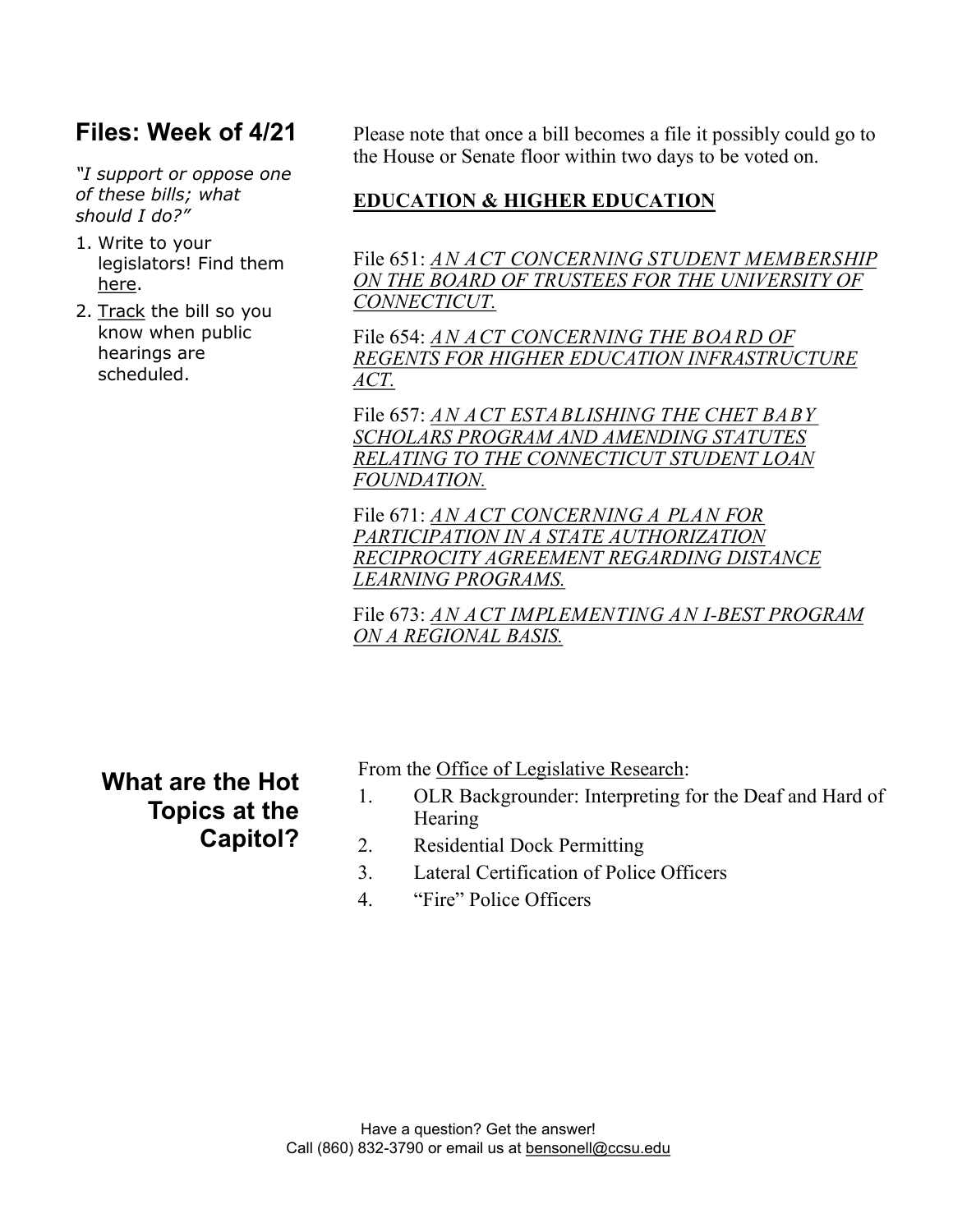## Files: Week of 4/21

*"I support or oppose one of these bills; what should I do?"*

1. Write to your legislators! Find them here.
2. Track the bill so you know when public hearings are scheduled.

Please note that once a bill becomes a file it possibly could go to the House or Senate floor within two days to be voted on.

**EDUCATION & HIGHER EDUCATION**

File 651: *AN ACT CONCERNING STUDENT MEMBERSHIP ON THE BOARD OF TRUSTEES FOR THE UNIVERSITY OF CONNECTICUT.*

File 654: *AN ACT CONCERNING THE BOARD OF REGENTS FOR HIGHER EDUCATION INFRASTRUCTURE ACT.*

File 657: *AN ACT ESTABLISHING THE CHET BABY SCHOLARS PROGRAM AND AMENDING STATUTES RELATING TO THE CONNECTICUT STUDENT LOAN FOUNDATION.*

File 671: *AN ACT CONCERNING A PLAN FOR PARTICIPATION IN A STATE AUTHORIZATION RECIPROCITY AGREEMENT REGARDING DISTANCE LEARNING PROGRAMS.*

File 673: *AN ACT IMPLEMENTING AN I-BEST PROGRAM ON A REGIONAL BASIS.*

## What are the Hot Topics at the Capitol?

From the Office of Legislative Research:

1. OLR Backgrounder: Interpreting for the Deaf and Hard of Hearing
2. Residential Dock Permitting
3. Lateral Certification of Police Officers
4. "Fire" Police Officers

Have a question? Get the answer!
Call (860) 832-3790 or email us at bensonell@ccsu.edu